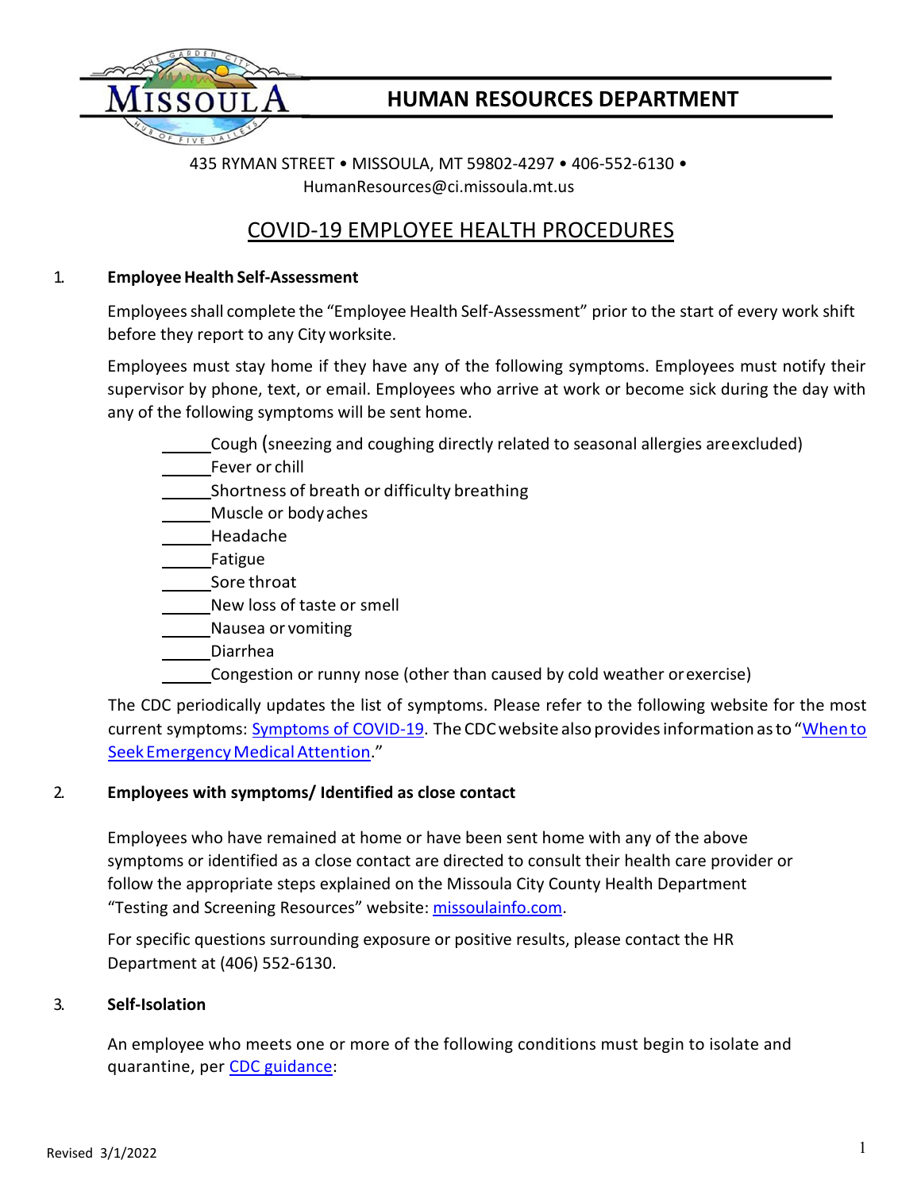# HUMAN RESOURCES DEPARTMENT

435 RYMAN STREET • MISSOULA, MT 59802-4297 • 406-552-6130 •
HumanResources@ci.missoula.mt.us

## COVID-19 EMPLOYEE HEALTH PROCEDURES

1. **Employee Health Self-Assessment**

   Employees shall complete the "Employee Health Self-Assessment" prior to the start of every work shift before they report to any City worksite.

   Employees must stay home if they have any of the following symptoms. Employees must notify their supervisor by phone, text, or email. Employees who arrive at work or become sick during the day with any of the following symptoms will be sent home.

   ______Cough (sneezing and coughing directly related to seasonal allergies are excluded)
   ______Fever or chill
   ______Shortness of breath or difficulty breathing
   ______Muscle or body aches
   ______Headache
   ______Fatigue
   ______Sore throat
   ______New loss of taste or smell
   ______Nausea or vomiting
   ______Diarrhea
   ______Congestion or runny nose (other than caused by cold weather or exercise)

   The CDC periodically updates the list of symptoms. Please refer to the following website for the most current symptoms: Symptoms of COVID-19. The CDC website also provides information as to "When to Seek Emergency Medical Attention."

2. **Employees with symptoms/ Identified as close contact**

   Employees who have remained at home or have been sent home with any of the above symptoms or identified as a close contact are directed to consult their health care provider or follow the appropriate steps explained on the Missoula City County Health Department "Testing and Screening Resources" website: missoulainfo.com.

   For specific questions surrounding exposure or positive results, please contact the HR Department at (406) 552-6130.

3. **Self-Isolation**

   An employee who meets one or more of the following conditions must begin to isolate and quarantine, per CDC guidance:

Revised 3/1/2022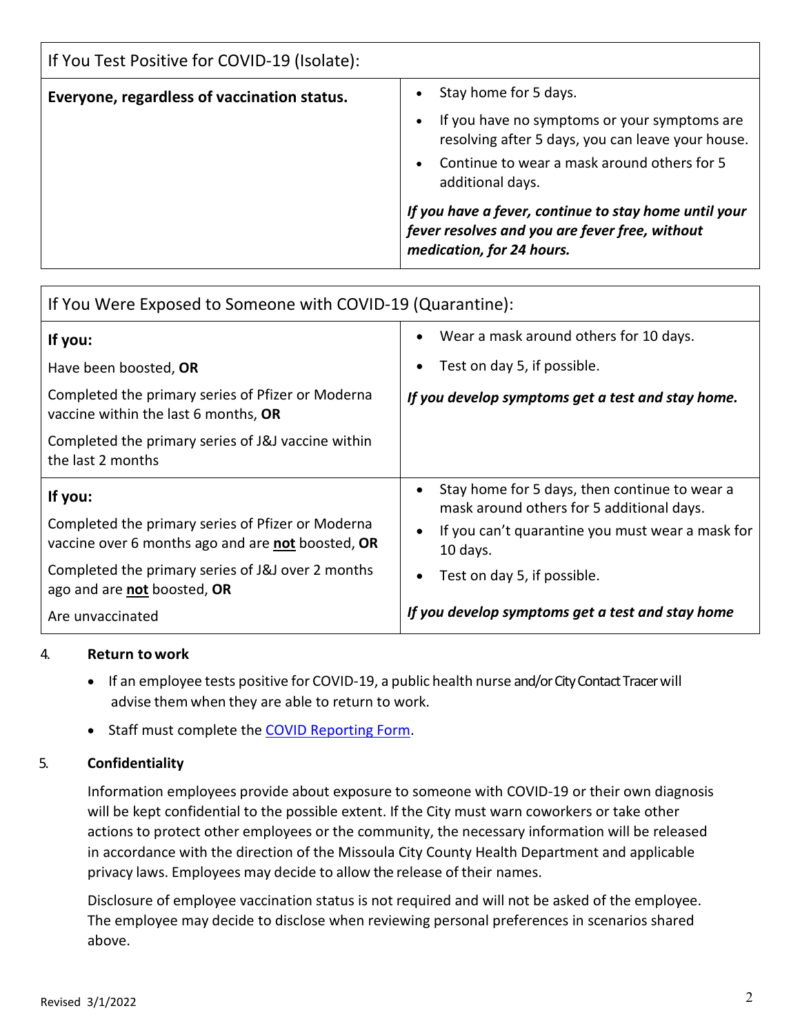| If You Test Positive for COVID-19 (Isolate): | |
|---|---|
| **Everyone, regardless of vaccination status.** | • Stay home for 5 days.<br>• If you have no symptoms or your symptoms are resolving after 5 days, you can leave your house.<br>• Continue to wear a mask around others for 5 additional days.<br>***If you have a fever, continue to stay home until your fever resolves and you are fever free, without medication, for 24 hours.*** |

| If You Were Exposed to Someone with COVID-19 (Quarantine): | |
|---|---|
| **If you:**<br>Have been boosted, **OR**<br>Completed the primary series of Pfizer or Moderna vaccine within the last 6 months, **OR**<br>Completed the primary series of J&J vaccine within the last 2 months | • Wear a mask around others for 10 days.<br>• Test on day 5, if possible.<br>***If you develop symptoms get a test and stay home.*** |
| **If you:**<br>Completed the primary series of Pfizer or Moderna vaccine over 6 months ago and are **not** boosted, **OR**<br>Completed the primary series of J&J over 2 months ago and are **not** boosted, **OR**<br>Are unvaccinated | • Stay home for 5 days, then continue to wear a mask around others for 5 additional days.<br>• If you can't quarantine you must wear a mask for 10 days.<br>• Test on day 5, if possible.<br>***If you develop symptoms get a test and stay home*** |

4. **Return to work**

- If an employee tests positive for COVID-19, a public health nurse and/or City Contact Tracer will advise them when they are able to return to work.
- Staff must complete the COVID Reporting Form.

5. **Confidentiality**

Information employees provide about exposure to someone with COVID-19 or their own diagnosis will be kept confidential to the possible extent. If the City must warn coworkers or take other actions to protect other employees or the community, the necessary information will be released in accordance with the direction of the Missoula City County Health Department and applicable privacy laws. Employees may decide to allow the release of their names.

Disclosure of employee vaccination status is not required and will not be asked of the employee. The employee may decide to disclose when reviewing personal preferences in scenarios shared above.

Revised 3/1/2022